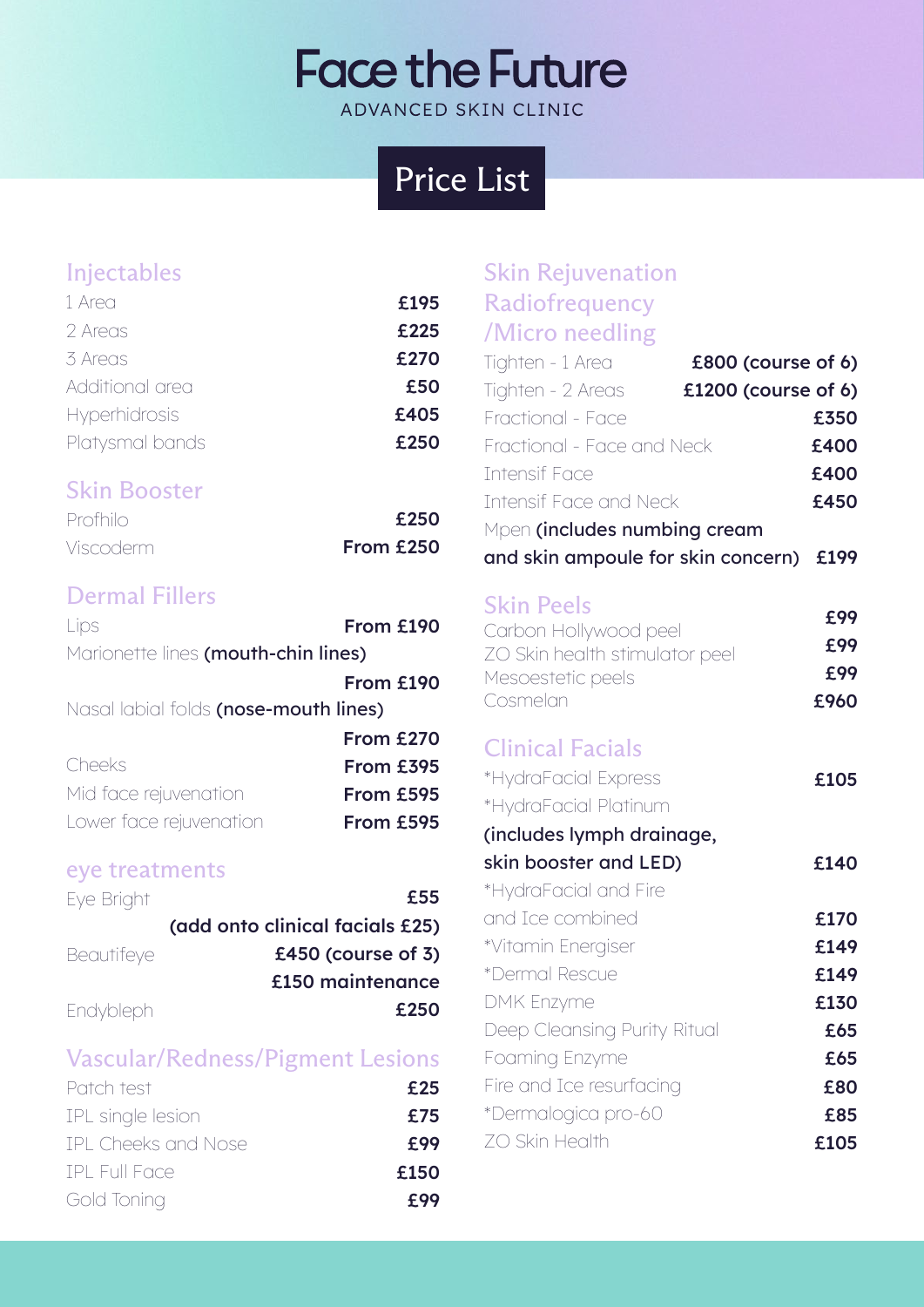# Face the Future

ADVANCED SKIN CLINIC

## Price List

### Injectables

| Treatment | Price |
|---|---|
| 1 Area | £195 |
| 2 Areas | £225 |
| 3 Areas | £270 |
| Additional area | £50 |
| Hyperhidrosis | £405 |
| Platysmal bands | £250 |

### Skin Booster

| Treatment | Price |
|---|---|
| Profhilo | £250 |
| Viscoderm | From £250 |

### Dermal Fillers

| Treatment | Price |
|---|---|
| Lips | From £190 |
| Marionette lines **(mouth-chin lines)** | From £190 |
| Nasal labial folds **(nose-mouth lines)** | From £270 |
| Cheeks | From £395 |
| Mid face rejuvenation | From £595 |
| Lower face rejuvenation | From £595 |

### eye treatments

| Treatment | Price |
|---|---|
| Eye Bright | £55 (add onto clinical facials £25) |
| Beautifeye | £450 (course of 3), £150 maintenance |
| Endybleph | £250 |

### Vascular/Redness/Pigment Lesions

| Treatment | Price |
|---|---|
| Patch test | £25 |
| IPL single lesion | £75 |
| IPL Cheeks and Nose | £99 |
| IPL Full Face | £150 |
| Gold Toning | £99 |

### Skin Rejuvenation Radiofrequency /Micro needling

| Treatment | Price |
|---|---|
| Tighten - 1 Area | £800 (course of 6) |
| Tighten - 2 Areas | £1200 (course of 6) |
| Fractional - Face | £350 |
| Fractional - Face and Neck | £400 |
| Intensif Face | £400 |
| Intensif Face and Neck | £450 |
| Mpen **(includes numbing cream and skin ampoule for skin concern)** | £199 |

### Skin Peels

| Treatment | Price |
|---|---|
| Carbon Hollywood peel | £99 |
| ZO Skin health stimulator peel | £99 |
| Mesoestetic peels | £99 |
| Cosmelan | £960 |

### Clinical Facials

| Treatment | Price |
|---|---|
| *HydraFacial Express | £105 |
| *HydraFacial Platinum **(includes lymph drainage, skin booster and LED)** | £140 |
| *HydraFacial and Fire and Ice combined | £170 |
| *Vitamin Energiser | £149 |
| *Dermal Rescue | £149 |
| DMK Enzyme | £130 |
| Deep Cleansing Purity Ritual | £65 |
| Foaming Enzyme | £65 |
| Fire and Ice resurfacing | £80 |
| *Dermalogica pro-60 | £85 |
| ZO Skin Health | £105 |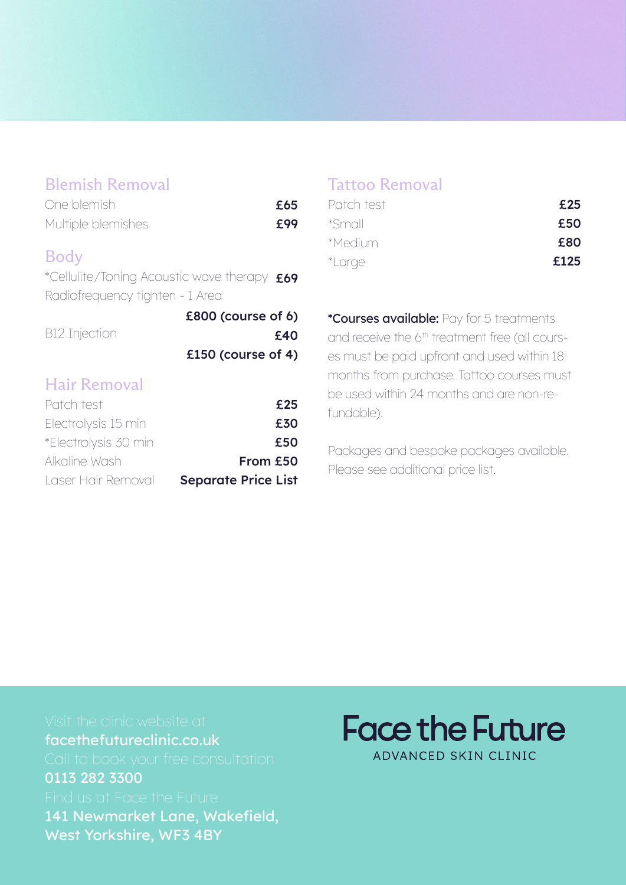## Blemish Removal

| | |
|---|---|
| One blemish | **£65** |
| Multiple blemishes | **£99** |

## Body

| | |
|---|---|
| *Cellulite/Toning Acoustic wave therapy | **£69** |
| Radiofrequency tighten - 1 Area | **£800 (course of 6)** |
| B12 Injection | **£40** |
| | **£150 (course of 4)** |

## Hair Removal

| | |
|---|---|
| Patch test | **£25** |
| Electrolysis 15 min | **£30** |
| *Electrolysis 30 min | **£50** |
| Alkaline Wash | **From £50** |
| Laser Hair Removal | **Separate Price List** |

## Tattoo Removal

| | |
|---|---|
| Patch test | **£25** |
| *Small | **£50** |
| *Medium | **£80** |
| *Large | **£125** |

**\*Courses available:** Pay for 5 treatments and receive the 6th treatment free (all courses must be paid upfront and used within 18 months from purchase. Tattoo courses must be used within 24 months and are non-refundable).

Packages and bespoke packages available. Please see additional price list.

Visit the clinic website at
**facethefutureclinic.co.uk**
Call to book your free consultation
**0113 282 3300**
Find us at Face the Future
**141 Newmarket Lane, Wakefield, West Yorkshire, WF3 4BY**

**Face the Future**
ADVANCED SKIN CLINIC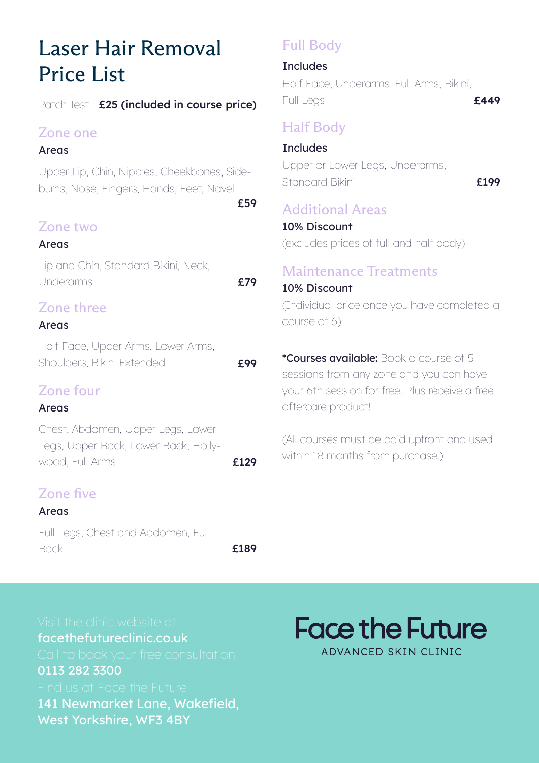# Laser Hair Removal Price List

Patch Test **£25 (included in course price)**

## Zone one

Areas

Upper Lip, Chin, Nipples, Cheekbones, Side-burns, Nose, Fingers, Hands, Feet, Navel

**£59**

## Zone two

Areas

Lip and Chin, Standard Bikini, Neck, Underarms **£79**

## Zone three

Areas

Half Face, Upper Arms, Lower Arms, Shoulders, Bikini Extended **£99**

## Zone four

Areas

Chest, Abdomen, Upper Legs, Lower Legs, Upper Back, Lower Back, Holly-wood, Full Arms **£129**

## Zone five

Areas

Full Legs, Chest and Abdomen, Full Back **£189**

## Full Body

Includes

Half Face, Underarms, Full Arms, Bikini, Full Legs **£449**

## Half Body

Includes

Upper or Lower Legs, Underarms, Standard Bikini **£199**

## Additional Areas

10% Discount

(excludes prices of full and half body)

## Maintenance Treatments

10% Discount

(Individual price once you have completed a course of 6)

**\*Courses available:** Book a course of 5 sessions from any zone and you can have your 6th session for free. Plus receive a free aftercare product!

(All courses must be paid upfront and used within 18 months from purchase.)

Visit the clinic website at
**facethefutureclinic.co.uk**

Call to book your free consultation
**0113 282 3300**

Find us at Face the Future
**141 Newmarket Lane, Wakefield, West Yorkshire, WF3 4BY**

Face the Future
ADVANCED SKIN CLINIC